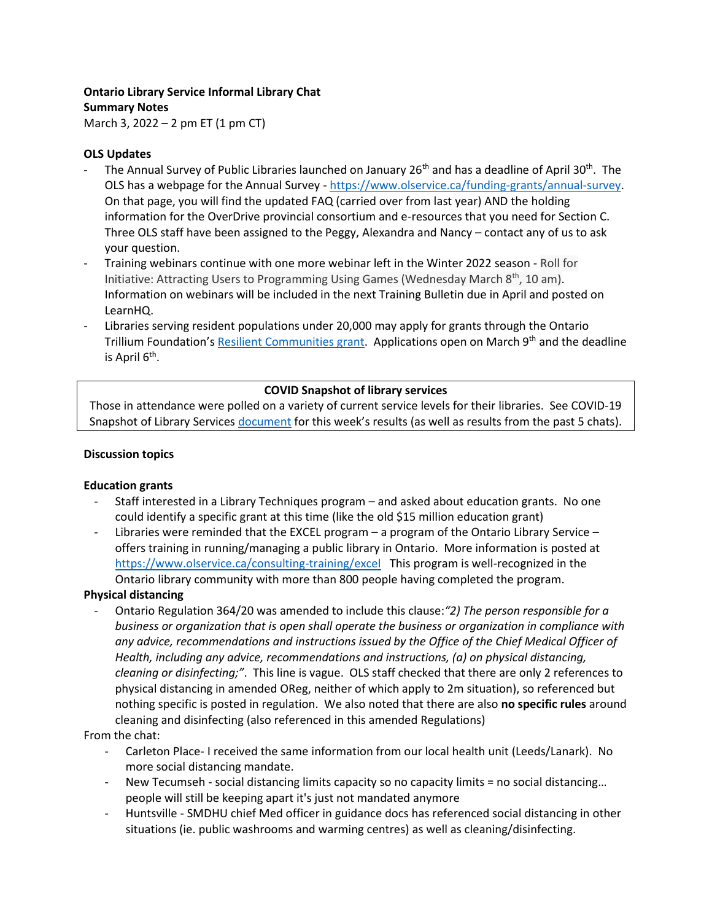**Ontario Library Service Informal Library Chat**
**Summary Notes**
March 3, 2022 – 2 pm ET (1 pm CT)

**OLS Updates**

- The Annual Survey of Public Libraries launched on January 26th and has a deadline of April 30th. The OLS has a webpage for the Annual Survey - https://www.olservice.ca/funding-grants/annual-survey. On that page, you will find the updated FAQ (carried over from last year) AND the holding information for the OverDrive provincial consortium and e-resources that you need for Section C. Three OLS staff have been assigned to the Peggy, Alexandra and Nancy – contact any of us to ask your question.
- Training webinars continue with one more webinar left in the Winter 2022 season - Roll for Initiative: Attracting Users to Programming Using Games (Wednesday March 8th, 10 am). Information on webinars will be included in the next Training Bulletin due in April and posted on LearnHQ.
- Libraries serving resident populations under 20,000 may apply for grants through the Ontario Trillium Foundation's Resilient Communities grant. Applications open on March 9th and the deadline is April 6th.

**COVID Snapshot of library services**
Those in attendance were polled on a variety of current service levels for their libraries. See COVID-19 Snapshot of Library Services document for this week's results (as well as results from the past 5 chats).

**Discussion topics**

**Education grants**

- Staff interested in a Library Techniques program – and asked about education grants. No one could identify a specific grant at this time (like the old $15 million education grant)
- Libraries were reminded that the EXCEL program – a program of the Ontario Library Service – offers training in running/managing a public library in Ontario. More information is posted at https://www.olservice.ca/consulting-training/excel This program is well-recognized in the Ontario library community with more than 800 people having completed the program.

**Physical distancing**

- Ontario Regulation 364/20 was amended to include this clause:*"2) The person responsible for a business or organization that is open shall operate the business or organization in compliance with any advice, recommendations and instructions issued by the Office of the Chief Medical Officer of Health, including any advice, recommendations and instructions, (a) on physical distancing, cleaning or disinfecting;"*. This line is vague. OLS staff checked that there are only 2 references to physical distancing in amended OReg, neither of which apply to 2m situation), so referenced but nothing specific is posted in regulation. We also noted that there are also **no specific rules** around cleaning and disinfecting (also referenced in this amended Regulations)

From the chat:

- Carleton Place- I received the same information from our local health unit (Leeds/Lanark). No more social distancing mandate.
- New Tecumseh - social distancing limits capacity so no capacity limits = no social distancing… people will still be keeping apart it's just not mandated anymore
- Huntsville - SMDHU chief Med officer in guidance docs has referenced social distancing in other situations (ie. public washrooms and warming centres) as well as cleaning/disinfecting.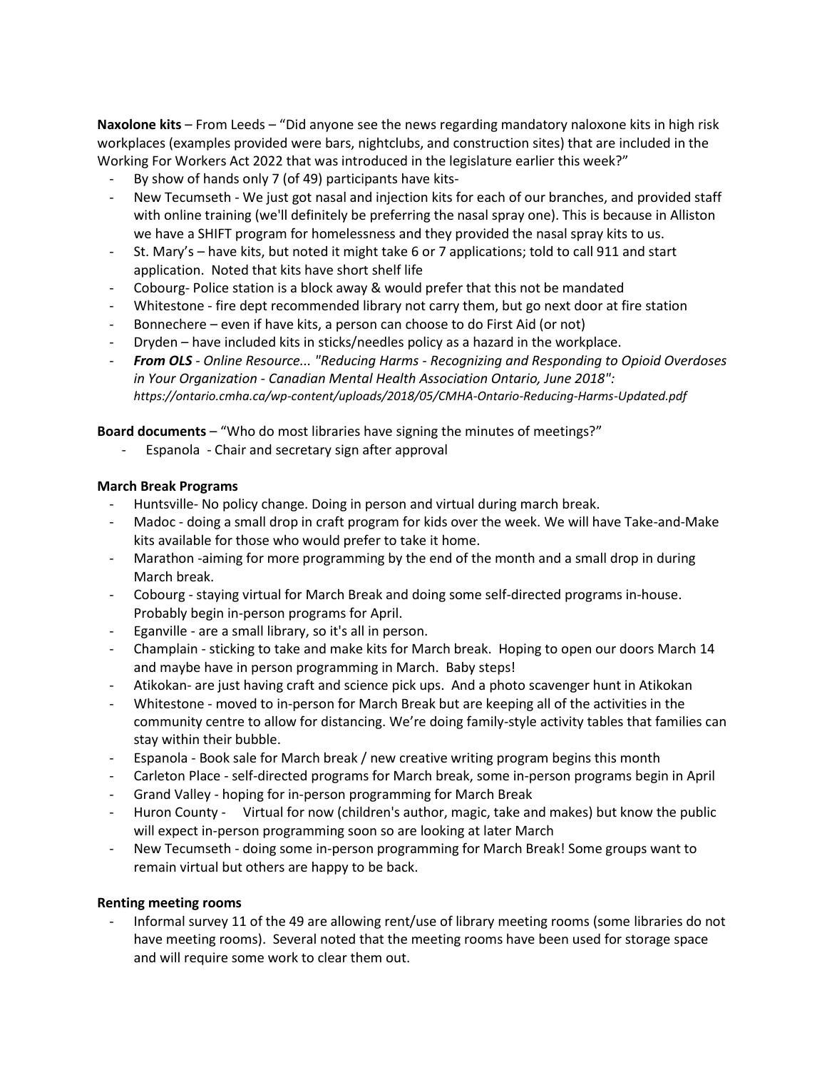**Naxolone kits** – From Leeds – "Did anyone see the news regarding mandatory naloxone kits in high risk workplaces (examples provided were bars, nightclubs, and construction sites) that are included in the Working For Workers Act 2022 that was introduced in the legislature earlier this week?"

- By show of hands only 7 (of 49) participants have kits-
- New Tecumseth - We just got nasal and injection kits for each of our branches, and provided staff with online training (we'll definitely be preferring the nasal spray one). This is because in Alliston we have a SHIFT program for homelessness and they provided the nasal spray kits to us.
- St. Mary's – have kits, but noted it might take 6 or 7 applications; told to call 911 and start application. Noted that kits have short shelf life
- Cobourg- Police station is a block away & would prefer that this not be mandated
- Whitestone - fire dept recommended library not carry them, but go next door at fire station
- Bonnechere – even if have kits, a person can choose to do First Aid (or not)
- Dryden – have included kits in sticks/needles policy as a hazard in the workplace.
- ***From OLS*** *- Online Resource... "Reducing Harms - Recognizing and Responding to Opioid Overdoses in Your Organization - Canadian Mental Health Association Ontario, June 2018": https://ontario.cmha.ca/wp-content/uploads/2018/05/CMHA-Ontario-Reducing-Harms-Updated.pdf*

**Board documents** – "Who do most libraries have signing the minutes of meetings?"

- Espanola - Chair and secretary sign after approval

**March Break Programs**

- Huntsville- No policy change. Doing in person and virtual during march break.
- Madoc - doing a small drop in craft program for kids over the week. We will have Take-and-Make kits available for those who would prefer to take it home.
- Marathon -aiming for more programming by the end of the month and a small drop in during March break.
- Cobourg - staying virtual for March Break and doing some self-directed programs in-house. Probably begin in-person programs for April.
- Eganville - are a small library, so it's all in person.
- Champlain - sticking to take and make kits for March break. Hoping to open our doors March 14 and maybe have in person programming in March. Baby steps!
- Atikokan- are just having craft and science pick ups. And a photo scavenger hunt in Atikokan
- Whitestone - moved to in-person for March Break but are keeping all of the activities in the community centre to allow for distancing. We're doing family-style activity tables that families can stay within their bubble.
- Espanola - Book sale for March break / new creative writing program begins this month
- Carleton Place - self-directed programs for March break, some in-person programs begin in April
- Grand Valley - hoping for in-person programming for March Break
- Huron County - Virtual for now (children's author, magic, take and makes) but know the public will expect in-person programming soon so are looking at later March
- New Tecumseth - doing some in-person programming for March Break! Some groups want to remain virtual but others are happy to be back.

**Renting meeting rooms**

- Informal survey 11 of the 49 are allowing rent/use of library meeting rooms (some libraries do not have meeting rooms). Several noted that the meeting rooms have been used for storage space and will require some work to clear them out.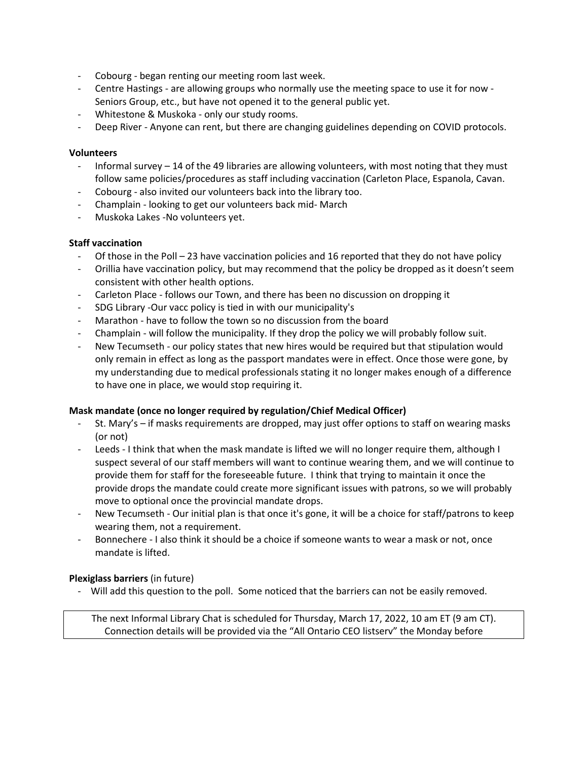- Cobourg - began renting our meeting room last week.
- Centre Hastings - are allowing groups who normally use the meeting space to use it for now - Seniors Group, etc., but have not opened it to the general public yet.
- Whitestone & Muskoka - only our study rooms.
- Deep River - Anyone can rent, but there are changing guidelines depending on COVID protocols.

**Volunteers**

- Informal survey – 14 of the 49 libraries are allowing volunteers, with most noting that they must follow same policies/procedures as staff including vaccination (Carleton Place, Espanola, Cavan.
- Cobourg - also invited our volunteers back into the library too.
- Champlain - looking to get our volunteers back mid- March
- Muskoka Lakes -No volunteers yet.

**Staff vaccination**

- Of those in the Poll – 23 have vaccination policies and 16 reported that they do not have policy
- Orillia have vaccination policy, but may recommend that the policy be dropped as it doesn't seem consistent with other health options.
- Carleton Place - follows our Town, and there has been no discussion on dropping it
- SDG Library -Our vacc policy is tied in with our municipality's
- Marathon - have to follow the town so no discussion from the board
- Champlain - will follow the municipality. If they drop the policy we will probably follow suit.
- New Tecumseth - our policy states that new hires would be required but that stipulation would only remain in effect as long as the passport mandates were in effect. Once those were gone, by my understanding due to medical professionals stating it no longer makes enough of a difference to have one in place, we would stop requiring it.

**Mask mandate (once no longer required by regulation/Chief Medical Officer)**

- St. Mary's – if masks requirements are dropped, may just offer options to staff on wearing masks (or not)
- Leeds - I think that when the mask mandate is lifted we will no longer require them, although I suspect several of our staff members will want to continue wearing them, and we will continue to provide them for staff for the foreseeable future. I think that trying to maintain it once the provide drops the mandate could create more significant issues with patrons, so we will probably move to optional once the provincial mandate drops.
- New Tecumseth - Our initial plan is that once it's gone, it will be a choice for staff/patrons to keep wearing them, not a requirement.
- Bonnechere - I also think it should be a choice if someone wants to wear a mask or not, once mandate is lifted.

**Plexiglass barriers** (in future)

- Will add this question to the poll. Some noticed that the barriers can not be easily removed.

The next Informal Library Chat is scheduled for Thursday, March 17, 2022, 10 am ET (9 am CT). Connection details will be provided via the "All Ontario CEO listserv" the Monday before